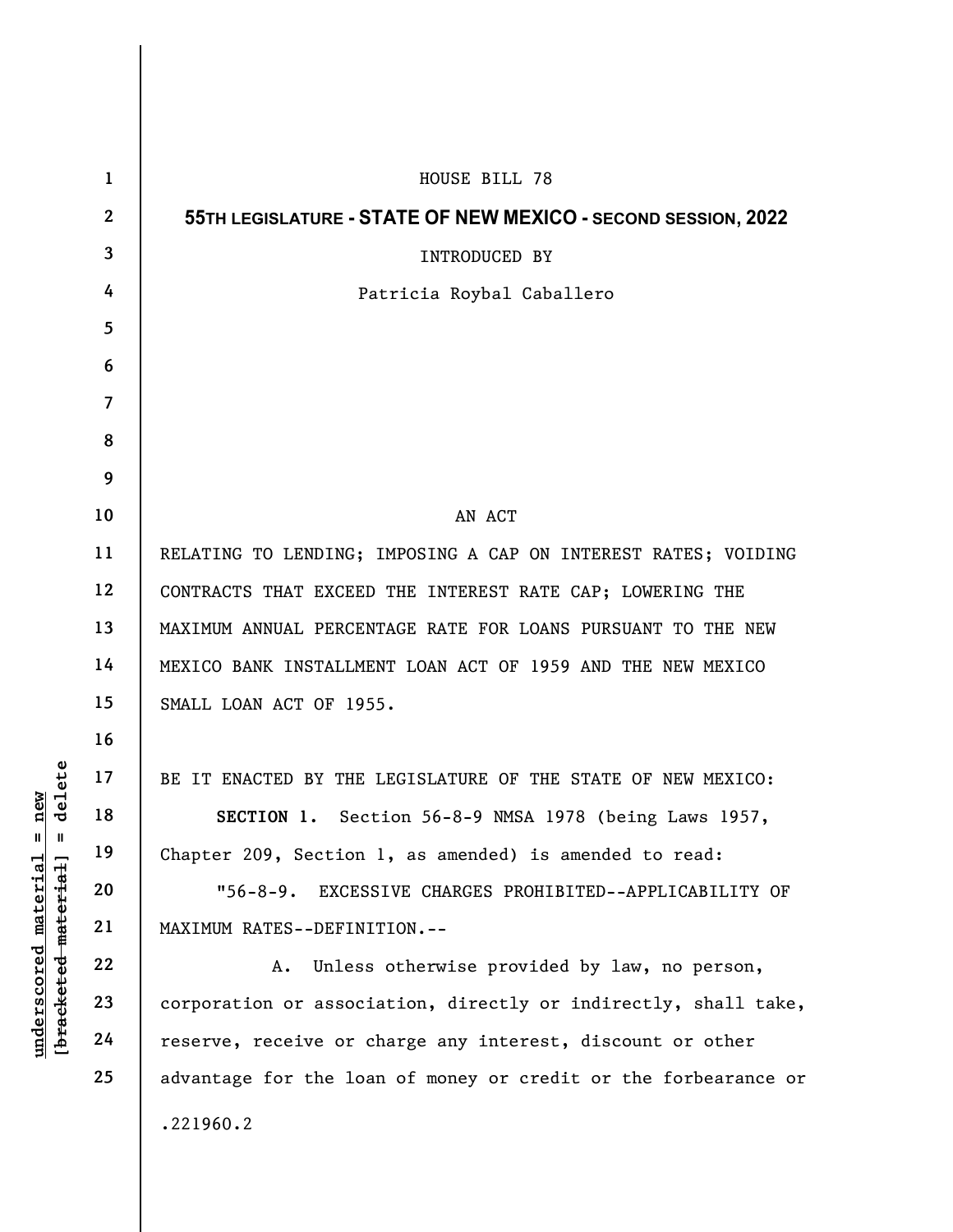HOUSE BILL 78

**55TH LEGISLATURE - STATE OF NEW MEXICO - SECOND SESSION, 2022**

INTRODUCED BY

Patricia Roybal Caballero

AN ACT

RELATING TO LENDING; IMPOSING A CAP ON INTEREST RATES; VOIDING CONTRACTS THAT EXCEED THE INTEREST RATE CAP; LOWERING THE MAXIMUM ANNUAL PERCENTAGE RATE FOR LOANS PURSUANT TO THE NEW MEXICO BANK INSTALLMENT LOAN ACT OF 1959 AND THE NEW MEXICO SMALL LOAN ACT OF 1955.

BE IT ENACTED BY THE LEGISLATURE OF THE STATE OF NEW MEXICO:

**SECTION 1.** Section 56-8-9 NMSA 1978 (being Laws 1957, Chapter 209, Section 1, as amended) is amended to read:

"56-8-9. EXCESSIVE CHARGES PROHIBITED--APPLICABILITY OF MAXIMUM RATES--DEFINITION.--

A. Unless otherwise provided by law, no person, corporation or association, directly or indirectly, shall take, reserve, receive or charge any interest, discount or other advantage for the loan of money or credit or the forbearance or

.221960.2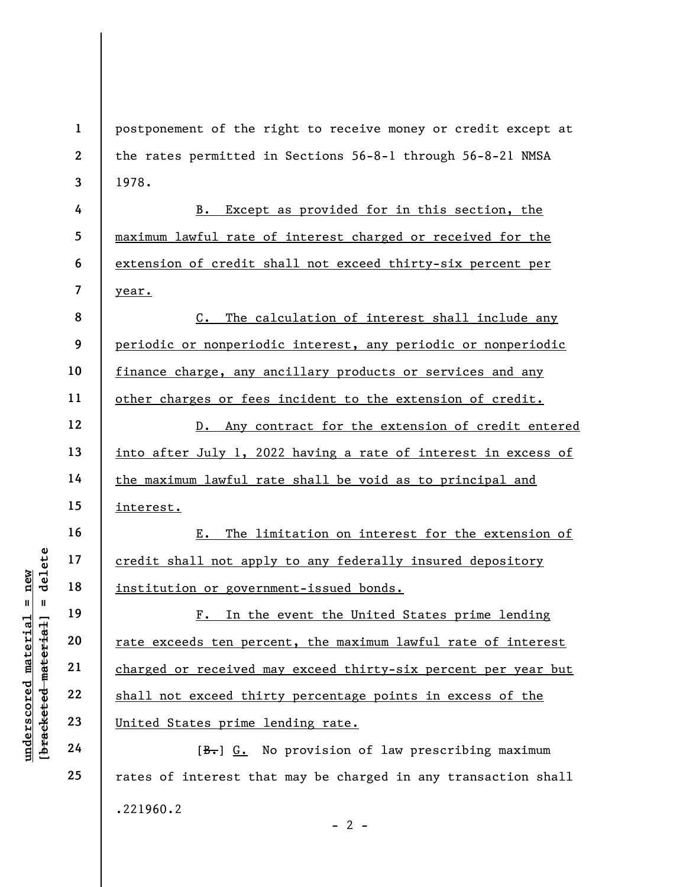postponement of the right to receive money or credit except at the rates permitted in Sections 56-8-1 through 56-8-21 NMSA 1978.

B. Except as provided for in this section, the maximum lawful rate of interest charged or received for the extension of credit shall not exceed thirty-six percent per year.

C. The calculation of interest shall include any periodic or nonperiodic interest, any periodic or nonperiodic finance charge, any ancillary products or services and any other charges or fees incident to the extension of credit.

D. Any contract for the extension of credit entered into after July 1, 2022 having a rate of interest in excess of the maximum lawful rate shall be void as to principal and interest.

E. The limitation on interest for the extension of credit shall not apply to any federally insured depository institution or government-issued bonds.

F. In the event the United States prime lending rate exceeds ten percent, the maximum lawful rate of interest charged or received may exceed thirty-six percent per year but shall not exceed thirty percentage points in excess of the United States prime lending rate.

[~~B.~~] G. No provision of law prescribing maximum rates of interest that may be charged in any transaction shall

.221960.2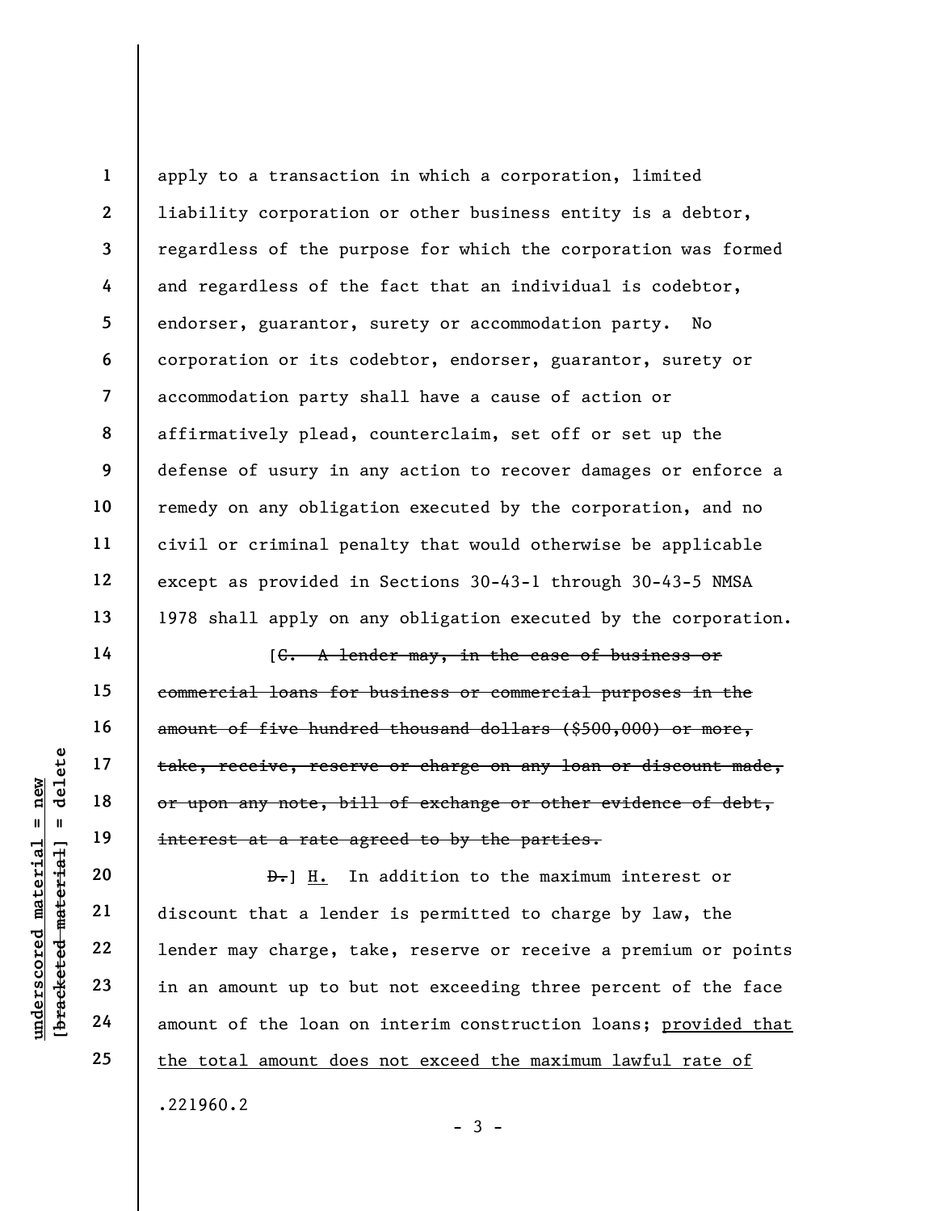apply to a transaction in which a corporation, limited liability corporation or other business entity is a debtor, regardless of the purpose for which the corporation was formed and regardless of the fact that an individual is codebtor, endorser, guarantor, surety or accommodation party. No corporation or its codebtor, endorser, guarantor, surety or accommodation party shall have a cause of action or affirmatively plead, counterclaim, set off or set up the defense of usury in any action to recover damages or enforce a remedy on any obligation executed by the corporation, and no civil or criminal penalty that would otherwise be applicable except as provided in Sections 30-43-1 through 30-43-5 NMSA 1978 shall apply on any obligation executed by the corporation.

[~~C. A lender may, in the case of business or commercial loans for business or commercial purposes in the amount of five hundred thousand dollars ($500,000) or more, take, receive, reserve or charge on any loan or discount made, or upon any note, bill of exchange or other evidence of debt, interest at a rate agreed to by the parties.~~

~~D.~~] <u>H.</u> In addition to the maximum interest or discount that a lender is permitted to charge by law, the lender may charge, take, reserve or receive a premium or points in an amount up to but not exceeding three percent of the face amount of the loan on interim construction loans; <u>provided that the total amount does not exceed the maximum lawful rate of</u>

.221960.2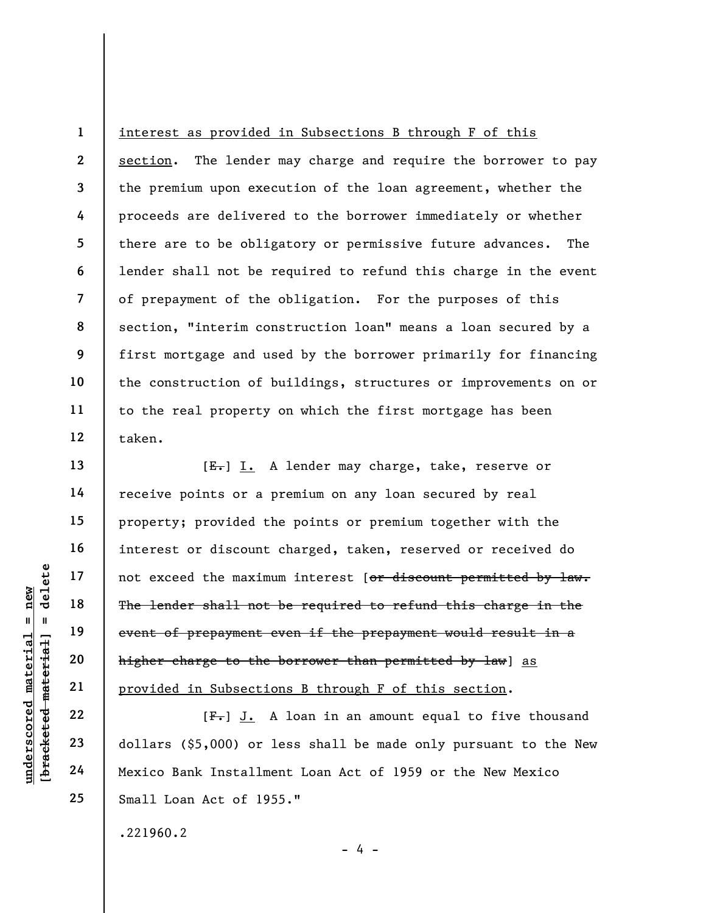interest as provided in Subsections B through F of this section. The lender may charge and require the borrower to pay the premium upon execution of the loan agreement, whether the proceeds are delivered to the borrower immediately or whether there are to be obligatory or permissive future advances. The lender shall not be required to refund this charge in the event of prepayment of the obligation. For the purposes of this section, "interim construction loan" means a loan secured by a first mortgage and used by the borrower primarily for financing the construction of buildings, structures or improvements on or to the real property on which the first mortgage has been taken.

[~~E.~~] I. A lender may charge, take, reserve or receive points or a premium on any loan secured by real property; provided the points or premium together with the interest or discount charged, taken, reserved or received do not exceed the maximum interest [~~or discount permitted by law. The lender shall not be required to refund this charge in the event of prepayment even if the prepayment would result in a higher charge to the borrower than permitted by law~~] as provided in Subsections B through F of this section.

[~~F.~~] J. A loan in an amount equal to five thousand dollars ($5,000) or less shall be made only pursuant to the New Mexico Bank Installment Loan Act of 1959 or the New Mexico Small Loan Act of 1955."

.221960.2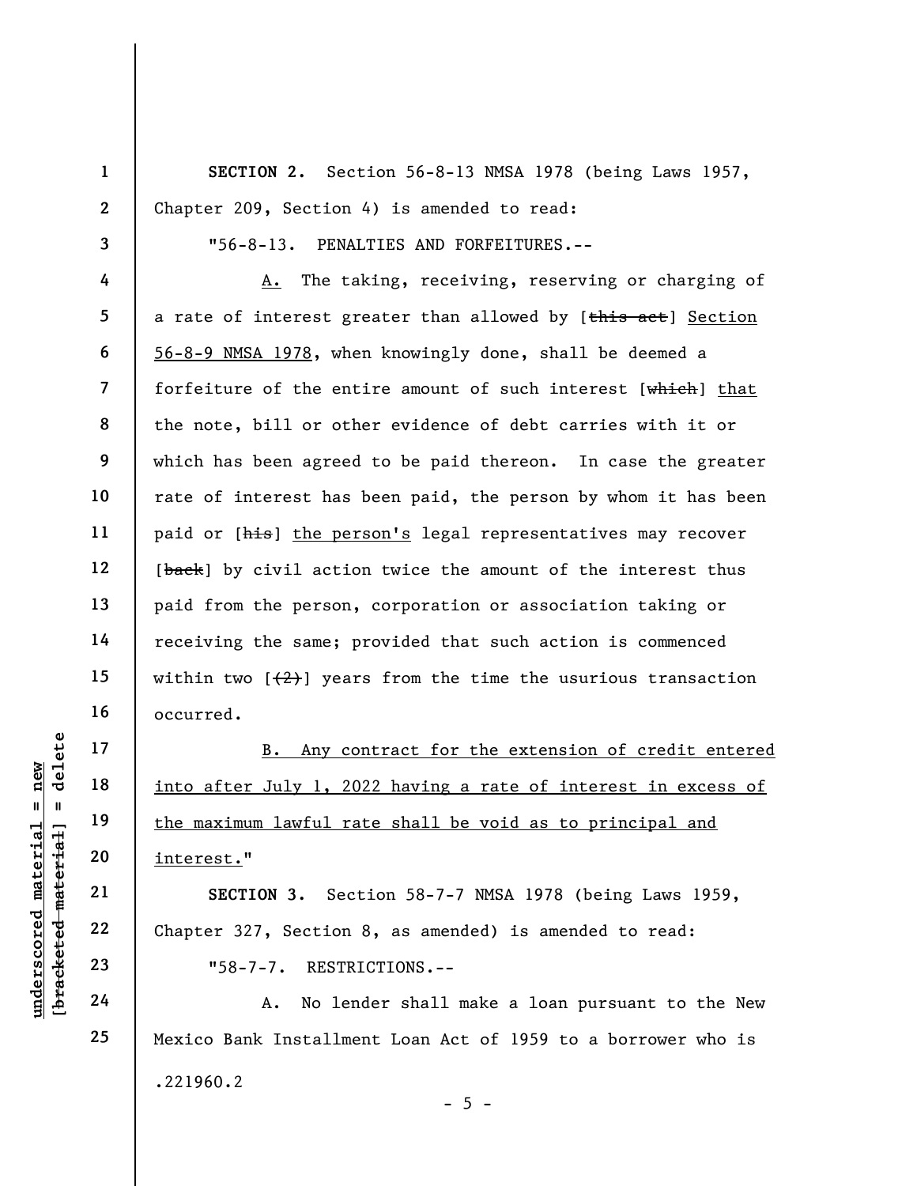**SECTION 2.** Section 56-8-13 NMSA 1978 (being Laws 1957, Chapter 209, Section 4) is amended to read:

"56-8-13. PENALTIES AND FORFEITURES.--

A. The taking, receiving, reserving or charging of a rate of interest greater than allowed by [~~this act~~] Section 56-8-9 NMSA 1978, when knowingly done, shall be deemed a forfeiture of the entire amount of such interest [~~which~~] that the note, bill or other evidence of debt carries with it or which has been agreed to be paid thereon. In case the greater rate of interest has been paid, the person by whom it has been paid or [~~his~~] the person's legal representatives may recover [~~back~~] by civil action twice the amount of the interest thus paid from the person, corporation or association taking or receiving the same; provided that such action is commenced within two [~~(2)~~] years from the time the usurious transaction occurred.

B. Any contract for the extension of credit entered into after July 1, 2022 having a rate of interest in excess of the maximum lawful rate shall be void as to principal and interest."

**SECTION 3.** Section 58-7-7 NMSA 1978 (being Laws 1959, Chapter 327, Section 8, as amended) is amended to read:

"58-7-7. RESTRICTIONS.--

A. No lender shall make a loan pursuant to the New Mexico Bank Installment Loan Act of 1959 to a borrower who is

.221960.2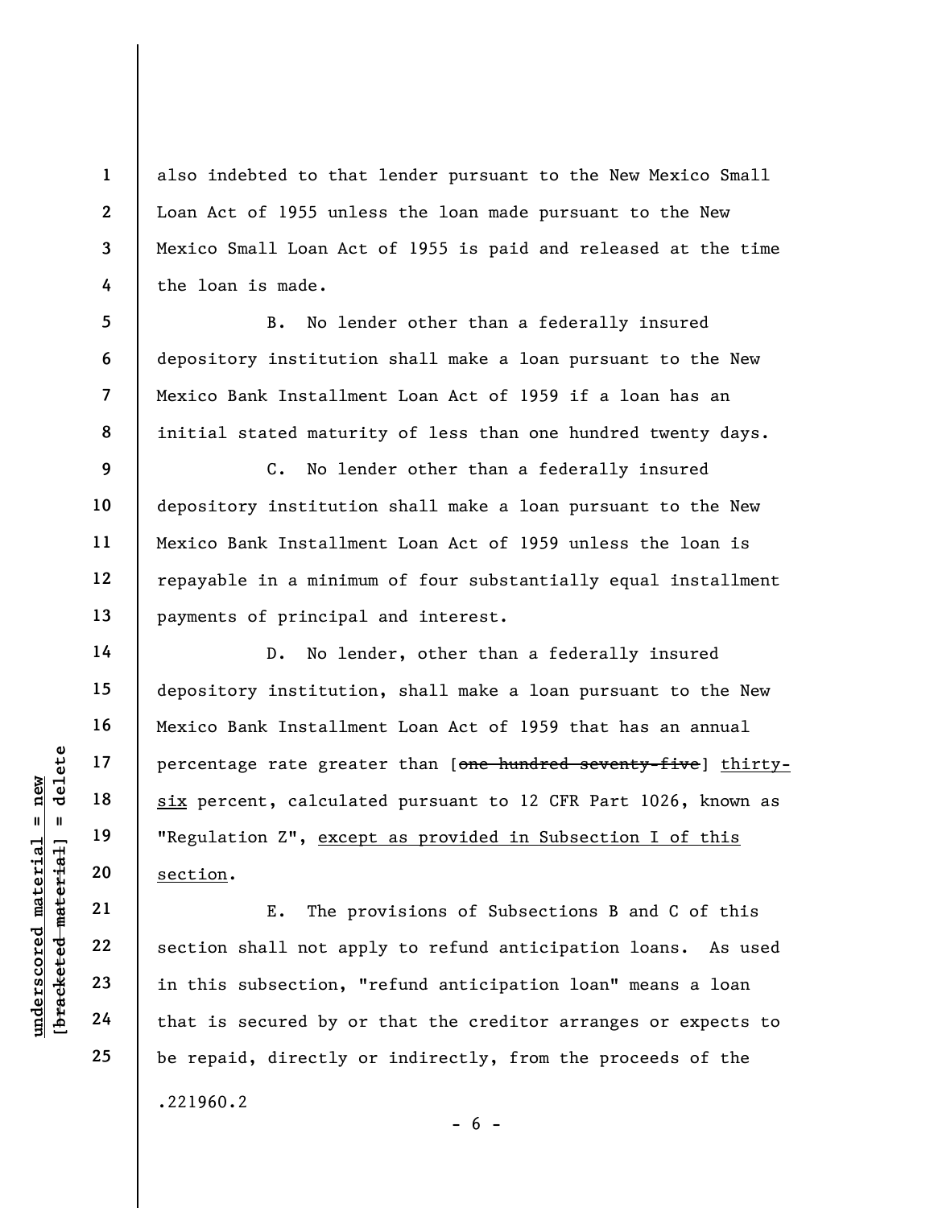also indebted to that lender pursuant to the New Mexico Small Loan Act of 1955 unless the loan made pursuant to the New Mexico Small Loan Act of 1955 is paid and released at the time the loan is made.

B. No lender other than a federally insured depository institution shall make a loan pursuant to the New Mexico Bank Installment Loan Act of 1959 if a loan has an initial stated maturity of less than one hundred twenty days.

C. No lender other than a federally insured depository institution shall make a loan pursuant to the New Mexico Bank Installment Loan Act of 1959 unless the loan is repayable in a minimum of four substantially equal installment payments of principal and interest.

D. No lender, other than a federally insured depository institution, shall make a loan pursuant to the New Mexico Bank Installment Loan Act of 1959 that has an annual percentage rate greater than [~~one hundred seventy-five~~] <u>thirty-six</u> percent, calculated pursuant to 12 CFR Part 1026, known as "Regulation Z", <u>except as provided in Subsection I of this section</u>.

E. The provisions of Subsections B and C of this section shall not apply to refund anticipation loans. As used in this subsection, "refund anticipation loan" means a loan that is secured by or that the creditor arranges or expects to be repaid, directly or indirectly, from the proceeds of the

.221960.2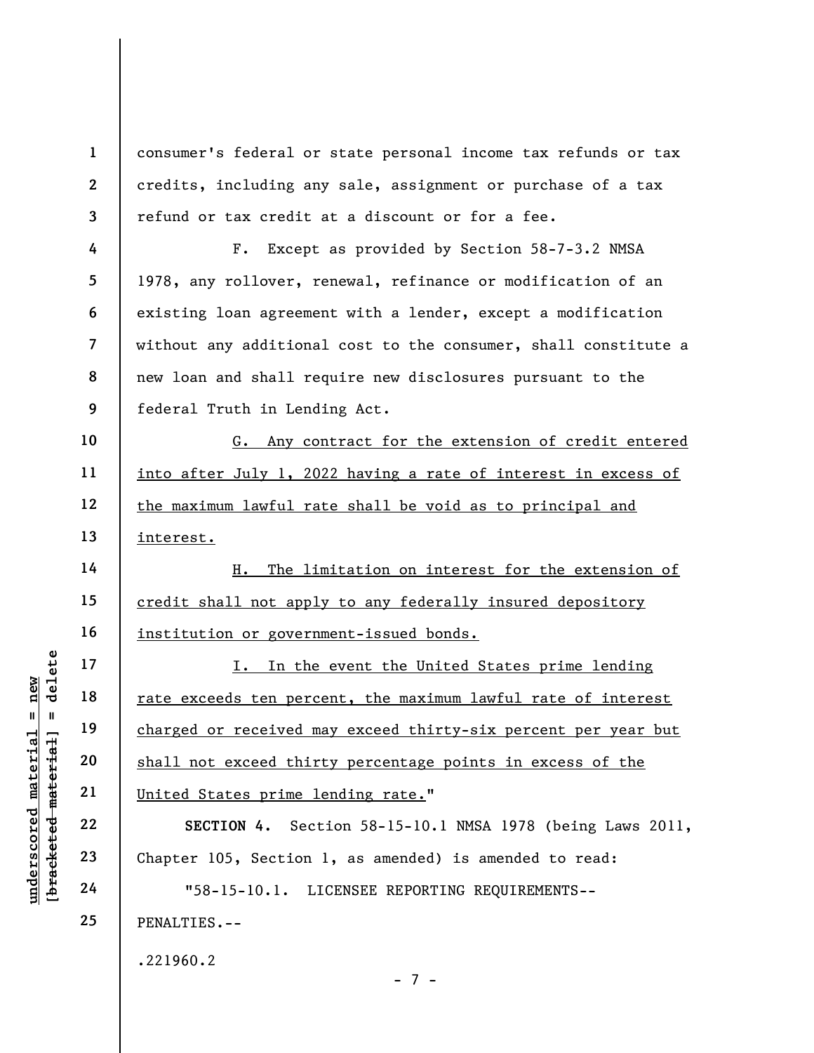consumer's federal or state personal income tax refunds or tax credits, including any sale, assignment or purchase of a tax refund or tax credit at a discount or for a fee.

F. Except as provided by Section 58-7-3.2 NMSA 1978, any rollover, renewal, refinance or modification of an existing loan agreement with a lender, except a modification without any additional cost to the consumer, shall constitute a new loan and shall require new disclosures pursuant to the federal Truth in Lending Act.

G. Any contract for the extension of credit entered into after July 1, 2022 having a rate of interest in excess of the maximum lawful rate shall be void as to principal and interest.

H. The limitation on interest for the extension of credit shall not apply to any federally insured depository institution or government-issued bonds.

I. In the event the United States prime lending rate exceeds ten percent, the maximum lawful rate of interest charged or received may exceed thirty-six percent per year but shall not exceed thirty percentage points in excess of the United States prime lending rate."

**SECTION 4.** Section 58-15-10.1 NMSA 1978 (being Laws 2011, Chapter 105, Section 1, as amended) is amended to read:

"58-15-10.1. LICENSEE REPORTING REQUIREMENTS--PENALTIES.--

.221960.2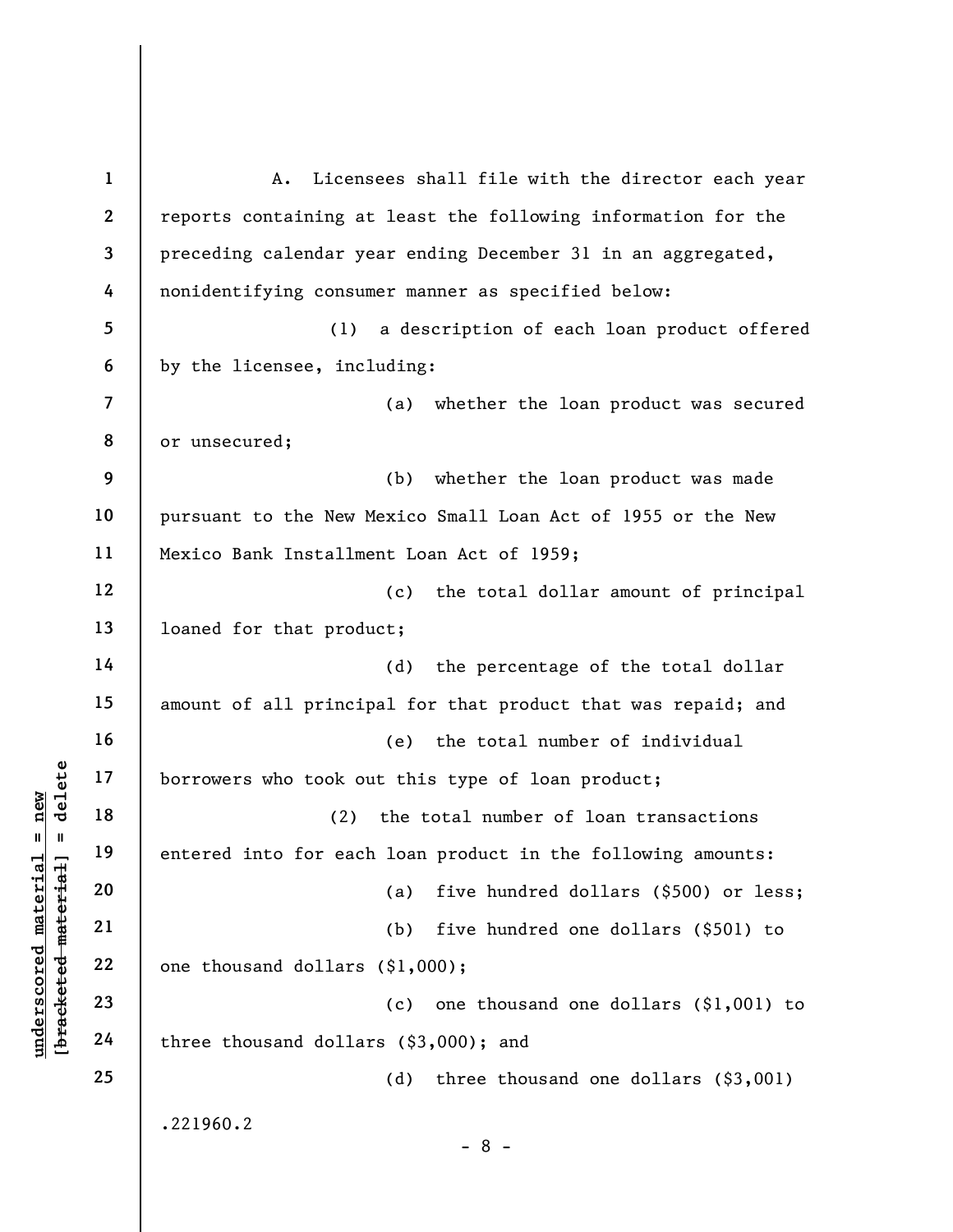A. Licensees shall file with the director each year reports containing at least the following information for the preceding calendar year ending December 31 in an aggregated, nonidentifying consumer manner as specified below:

(1) a description of each loan product offered by the licensee, including:

(a) whether the loan product was secured or unsecured;

(b) whether the loan product was made pursuant to the New Mexico Small Loan Act of 1955 or the New Mexico Bank Installment Loan Act of 1959;

(c) the total dollar amount of principal loaned for that product;

(d) the percentage of the total dollar amount of all principal for that product that was repaid; and

(e) the total number of individual borrowers who took out this type of loan product;

(2) the total number of loan transactions entered into for each loan product in the following amounts:

(a) five hundred dollars ($500) or less;

(b) five hundred one dollars ($501) to one thousand dollars ($1,000);

(c) one thousand one dollars ($1,001) to three thousand dollars ($3,000); and

(d) three thousand one dollars ($3,001)

.221960.2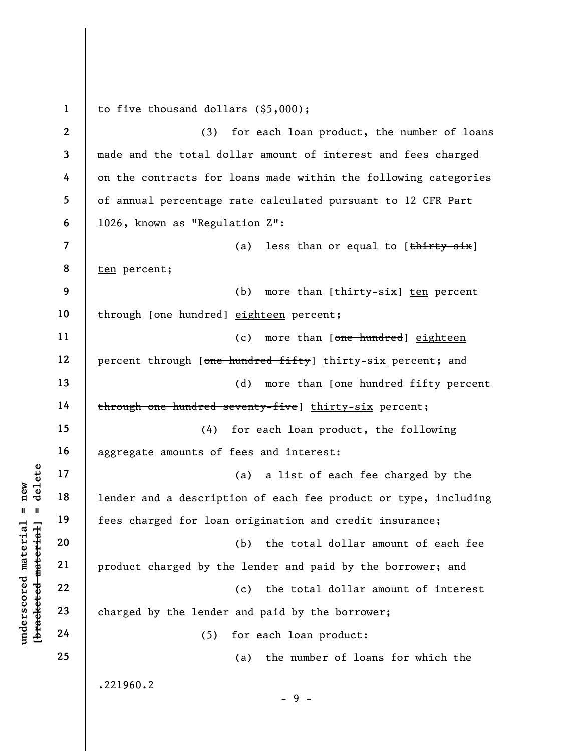to five thousand dollars ($5,000);

(3) for each loan product, the number of loans made and the total dollar amount of interest and fees charged on the contracts for loans made within the following categories of annual percentage rate calculated pursuant to 12 CFR Part 1026, known as "Regulation Z":

(a) less than or equal to [~~thirty-six~~] <u>ten</u> percent;

(b) more than [~~thirty-six~~] <u>ten</u> percent through [~~one hundred~~] <u>eighteen</u> percent;

(c) more than [~~one hundred~~] <u>eighteen</u> percent through [~~one hundred fifty~~] <u>thirty-six</u> percent; and

(d) more than [~~one hundred fifty percent through one hundred seventy-five~~] <u>thirty-six</u> percent;

(4) for each loan product, the following aggregate amounts of fees and interest:

(a) a list of each fee charged by the lender and a description of each fee product or type, including fees charged for loan origination and credit insurance;

(b) the total dollar amount of each fee product charged by the lender and paid by the borrower; and

(c) the total dollar amount of interest charged by the lender and paid by the borrower;

(5) for each loan product:

(a) the number of loans for which the

.221960.2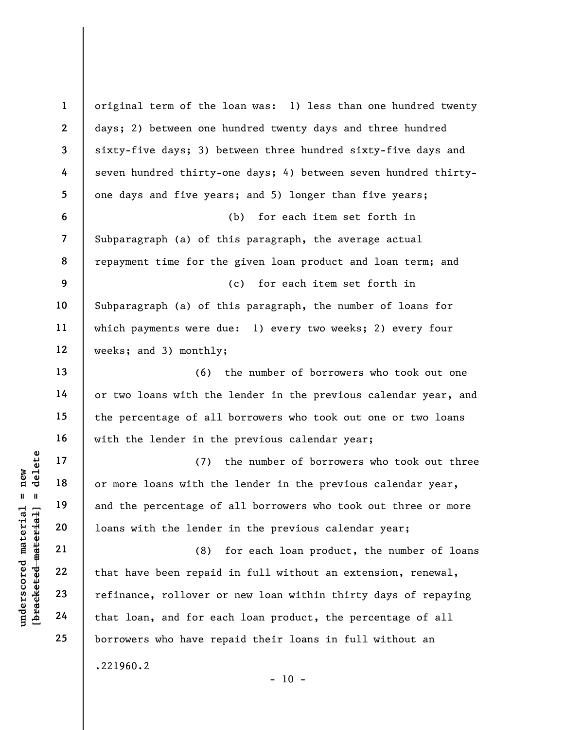original term of the loan was: 1) less than one hundred twenty days; 2) between one hundred twenty days and three hundred sixty-five days; 3) between three hundred sixty-five days and seven hundred thirty-one days; 4) between seven hundred thirty-one days and five years; and 5) longer than five years;

(b) for each item set forth in Subparagraph (a) of this paragraph, the average actual repayment time for the given loan product and loan term; and

(c) for each item set forth in Subparagraph (a) of this paragraph, the number of loans for which payments were due: 1) every two weeks; 2) every four weeks; and 3) monthly;

(6) the number of borrowers who took out one or two loans with the lender in the previous calendar year, and the percentage of all borrowers who took out one or two loans with the lender in the previous calendar year;

(7) the number of borrowers who took out three or more loans with the lender in the previous calendar year, and the percentage of all borrowers who took out three or more loans with the lender in the previous calendar year;

(8) for each loan product, the number of loans that have been repaid in full without an extension, renewal, refinance, rollover or new loan within thirty days of repaying that loan, and for each loan product, the percentage of all borrowers who have repaid their loans in full without an

.221960.2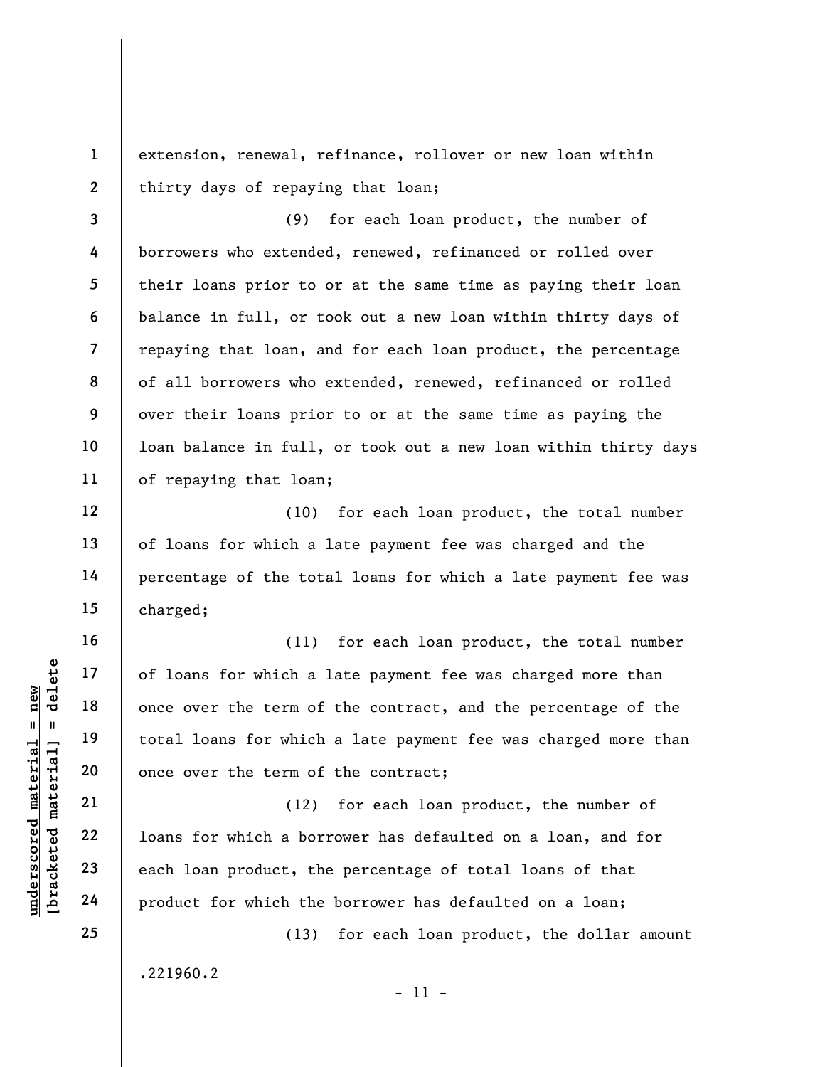extension, renewal, refinance, rollover or new loan within thirty days of repaying that loan;

(9) for each loan product, the number of borrowers who extended, renewed, refinanced or rolled over their loans prior to or at the same time as paying their loan balance in full, or took out a new loan within thirty days of repaying that loan, and for each loan product, the percentage of all borrowers who extended, renewed, refinanced or rolled over their loans prior to or at the same time as paying the loan balance in full, or took out a new loan within thirty days of repaying that loan;

(10) for each loan product, the total number of loans for which a late payment fee was charged and the percentage of the total loans for which a late payment fee was charged;

(11) for each loan product, the total number of loans for which a late payment fee was charged more than once over the term of the contract, and the percentage of the total loans for which a late payment fee was charged more than once over the term of the contract;

(12) for each loan product, the number of loans for which a borrower has defaulted on a loan, and for each loan product, the percentage of total loans of that product for which the borrower has defaulted on a loan;

(13) for each loan product, the dollar amount

.221960.2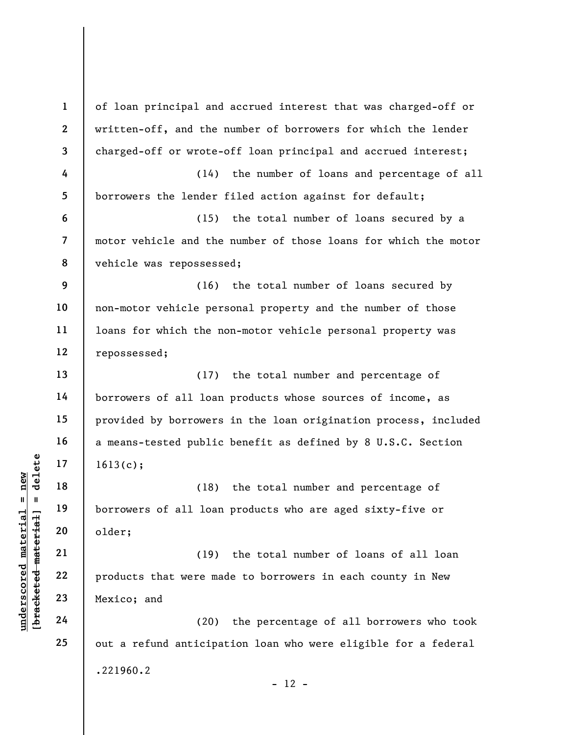of loan principal and accrued interest that was charged-off or written-off, and the number of borrowers for which the lender charged-off or wrote-off loan principal and accrued interest;

(14) the number of loans and percentage of all borrowers the lender filed action against for default;

(15) the total number of loans secured by a motor vehicle and the number of those loans for which the motor vehicle was repossessed;

(16) the total number of loans secured by non-motor vehicle personal property and the number of those loans for which the non-motor vehicle personal property was repossessed;

(17) the total number and percentage of borrowers of all loan products whose sources of income, as provided by borrowers in the loan origination process, included a means-tested public benefit as defined by 8 U.S.C. Section 1613(c);

(18) the total number and percentage of borrowers of all loan products who are aged sixty-five or older;

(19) the total number of loans of all loan products that were made to borrowers in each county in New Mexico; and

(20) the percentage of all borrowers who took out a refund anticipation loan who were eligible for a federal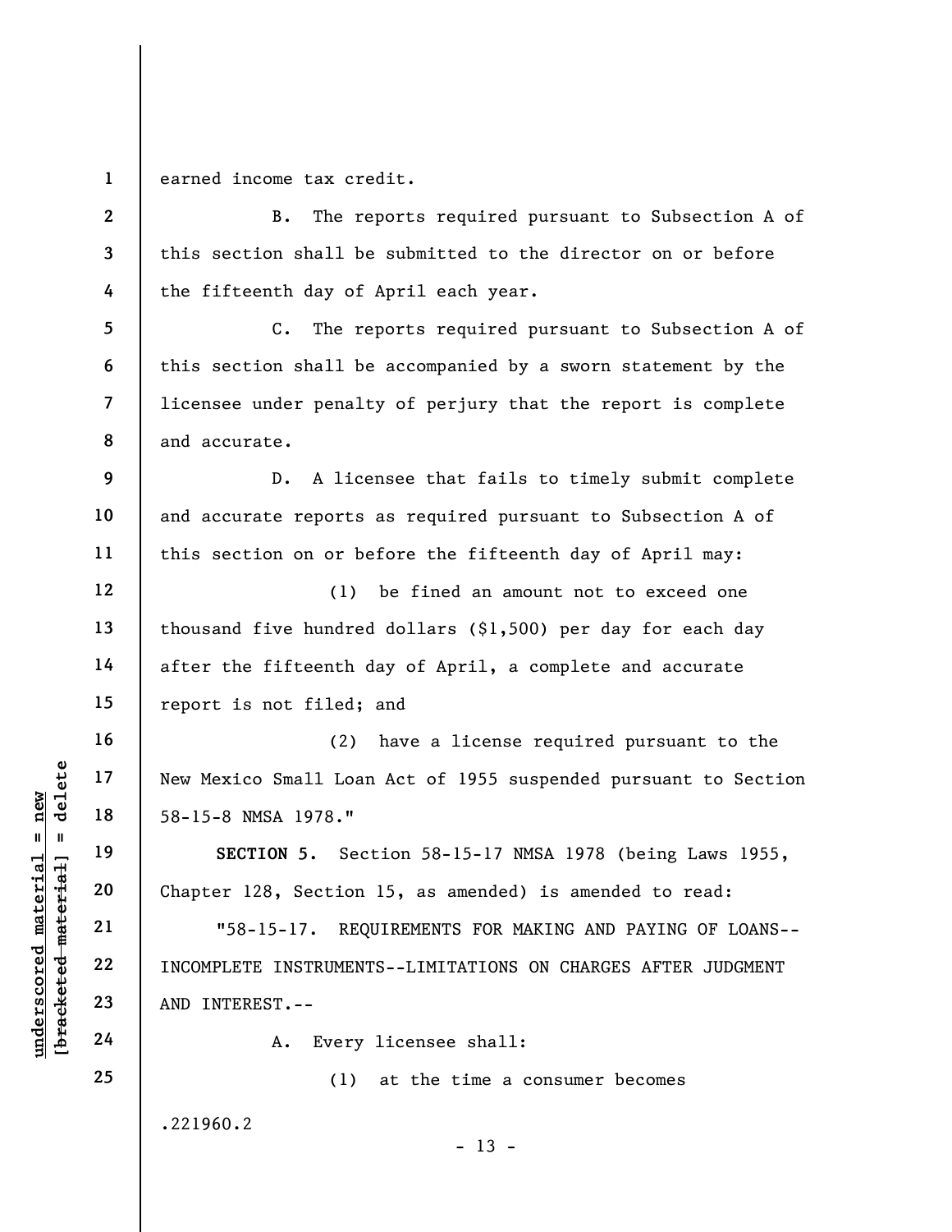earned income tax credit.

B. The reports required pursuant to Subsection A of this section shall be submitted to the director on or before the fifteenth day of April each year.

C. The reports required pursuant to Subsection A of this section shall be accompanied by a sworn statement by the licensee under penalty of perjury that the report is complete and accurate.

D. A licensee that fails to timely submit complete and accurate reports as required pursuant to Subsection A of this section on or before the fifteenth day of April may:

(1) be fined an amount not to exceed one thousand five hundred dollars ($1,500) per day for each day after the fifteenth day of April, a complete and accurate report is not filed; and

(2) have a license required pursuant to the New Mexico Small Loan Act of 1955 suspended pursuant to Section 58-15-8 NMSA 1978."

**SECTION 5.** Section 58-15-17 NMSA 1978 (being Laws 1955, Chapter 128, Section 15, as amended) is amended to read:

"58-15-17. REQUIREMENTS FOR MAKING AND PAYING OF LOANS--INCOMPLETE INSTRUMENTS--LIMITATIONS ON CHARGES AFTER JUDGMENT AND INTEREST.--

A. Every licensee shall:

(1) at the time a consumer becomes

.221960.2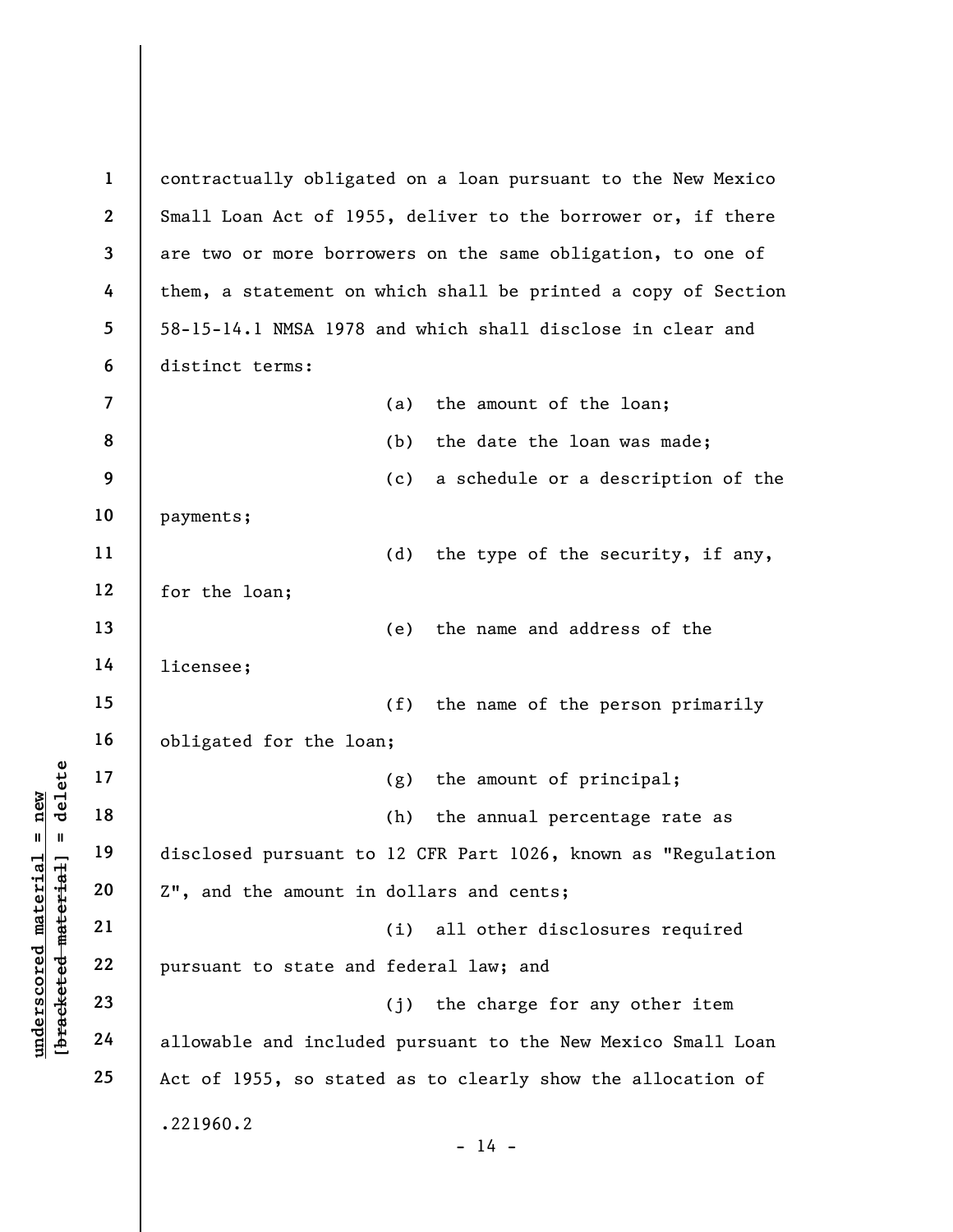contractually obligated on a loan pursuant to the New Mexico Small Loan Act of 1955, deliver to the borrower or, if there are two or more borrowers on the same obligation, to one of them, a statement on which shall be printed a copy of Section 58-15-14.1 NMSA 1978 and which shall disclose in clear and distinct terms:

(a) the amount of the loan;

(b) the date the loan was made;

(c) a schedule or a description of the payments;

(d) the type of the security, if any, for the loan;

(e) the name and address of the licensee;

(f) the name of the person primarily obligated for the loan;

(g) the amount of principal;

(h) the annual percentage rate as disclosed pursuant to 12 CFR Part 1026, known as "Regulation Z", and the amount in dollars and cents;

(i) all other disclosures required pursuant to state and federal law; and

(j) the charge for any other item allowable and included pursuant to the New Mexico Small Loan Act of 1955, so stated as to clearly show the allocation of

.221960.2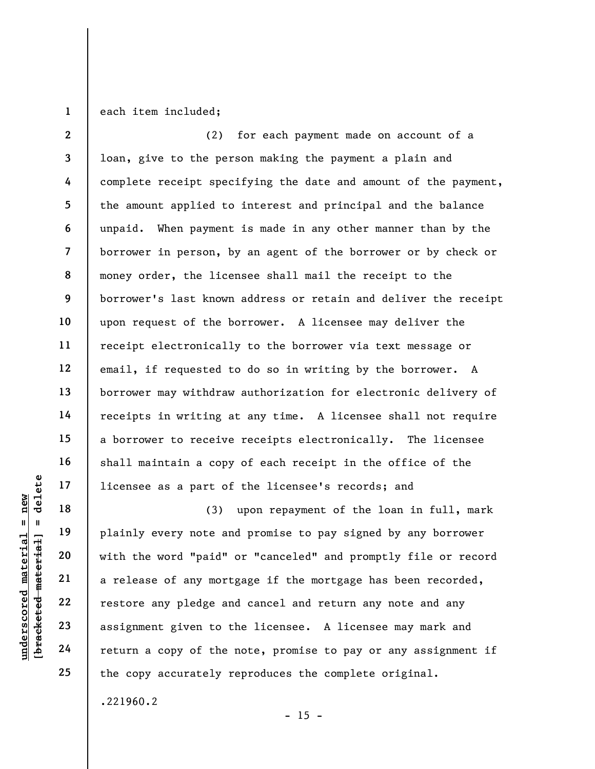each item included;

(2) for each payment made on account of a loan, give to the person making the payment a plain and complete receipt specifying the date and amount of the payment, the amount applied to interest and principal and the balance unpaid. When payment is made in any other manner than by the borrower in person, by an agent of the borrower or by check or money order, the licensee shall mail the receipt to the borrower's last known address or retain and deliver the receipt upon request of the borrower. A licensee may deliver the receipt electronically to the borrower via text message or email, if requested to do so in writing by the borrower. A borrower may withdraw authorization for electronic delivery of receipts in writing at any time. A licensee shall not require a borrower to receive receipts electronically. The licensee shall maintain a copy of each receipt in the office of the licensee as a part of the licensee's records; and

(3) upon repayment of the loan in full, mark plainly every note and promise to pay signed by any borrower with the word "paid" or "canceled" and promptly file or record a release of any mortgage if the mortgage has been recorded, restore any pledge and cancel and return any note and any assignment given to the licensee. A licensee may mark and return a copy of the note, promise to pay or any assignment if the copy accurately reproduces the complete original.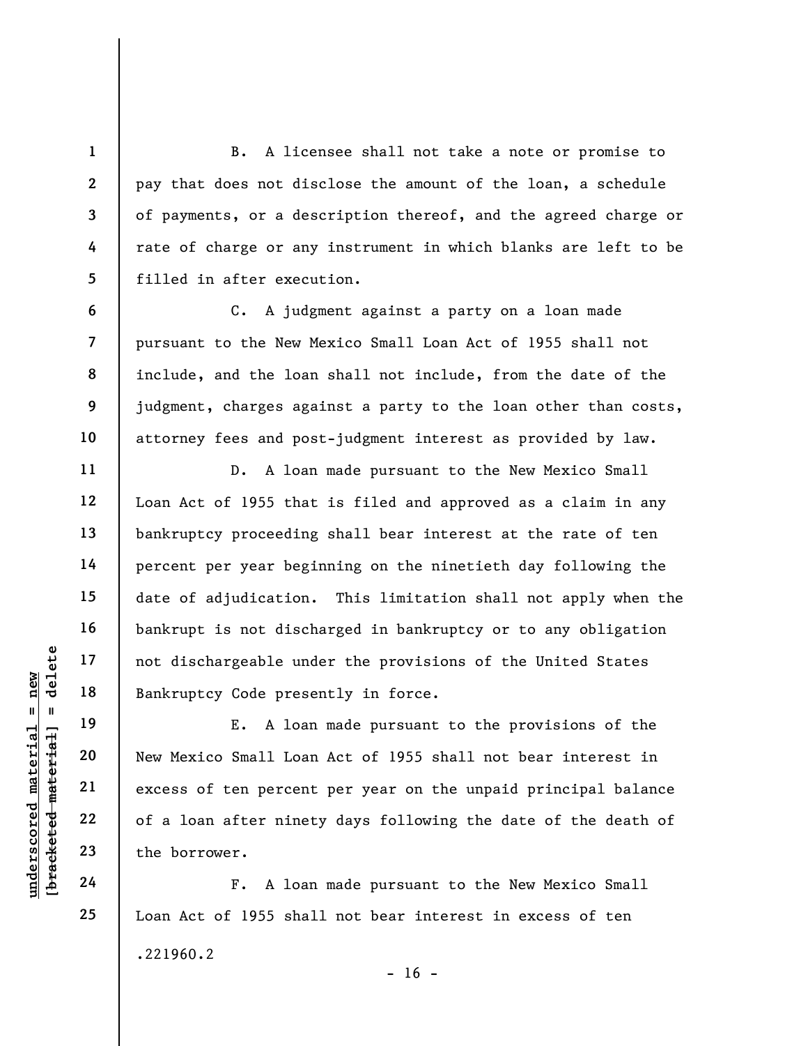B. A licensee shall not take a note or promise to pay that does not disclose the amount of the loan, a schedule of payments, or a description thereof, and the agreed charge or rate of charge or any instrument in which blanks are left to be filled in after execution.

C. A judgment against a party on a loan made pursuant to the New Mexico Small Loan Act of 1955 shall not include, and the loan shall not include, from the date of the judgment, charges against a party to the loan other than costs, attorney fees and post-judgment interest as provided by law.

D. A loan made pursuant to the New Mexico Small Loan Act of 1955 that is filed and approved as a claim in any bankruptcy proceeding shall bear interest at the rate of ten percent per year beginning on the ninetieth day following the date of adjudication. This limitation shall not apply when the bankrupt is not discharged in bankruptcy or to any obligation not dischargeable under the provisions of the United States Bankruptcy Code presently in force.

E. A loan made pursuant to the provisions of the New Mexico Small Loan Act of 1955 shall not bear interest in excess of ten percent per year on the unpaid principal balance of a loan after ninety days following the date of the death of the borrower.

F. A loan made pursuant to the New Mexico Small Loan Act of 1955 shall not bear interest in excess of ten

.221960.2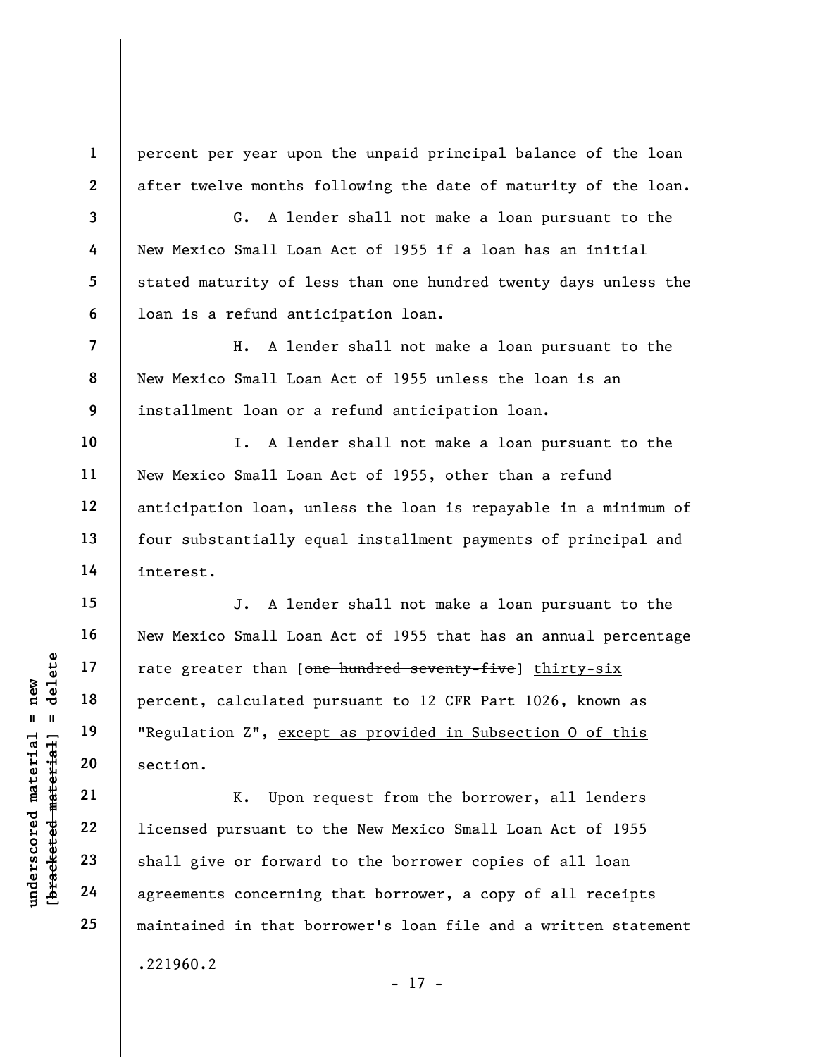percent per year upon the unpaid principal balance of the loan after twelve months following the date of maturity of the loan.

G. A lender shall not make a loan pursuant to the New Mexico Small Loan Act of 1955 if a loan has an initial stated maturity of less than one hundred twenty days unless the loan is a refund anticipation loan.

H. A lender shall not make a loan pursuant to the New Mexico Small Loan Act of 1955 unless the loan is an installment loan or a refund anticipation loan.

I. A lender shall not make a loan pursuant to the New Mexico Small Loan Act of 1955, other than a refund anticipation loan, unless the loan is repayable in a minimum of four substantially equal installment payments of principal and interest.

J. A lender shall not make a loan pursuant to the New Mexico Small Loan Act of 1955 that has an annual percentage rate greater than [~~one hundred seventy-five~~] <u>thirty-six</u> percent, calculated pursuant to 12 CFR Part 1026, known as "Regulation Z", <u>except as provided in Subsection O of this section</u>.

K. Upon request from the borrower, all lenders licensed pursuant to the New Mexico Small Loan Act of 1955 shall give or forward to the borrower copies of all loan agreements concerning that borrower, a copy of all receipts maintained in that borrower's loan file and a written statement

.221960.2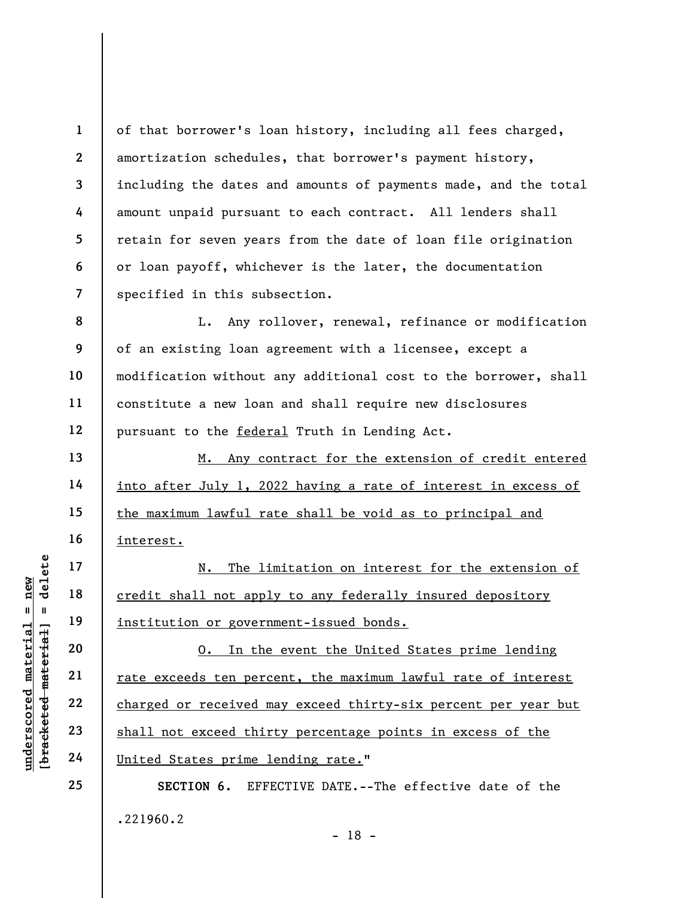of that borrower's loan history, including all fees charged, amortization schedules, that borrower's payment history, including the dates and amounts of payments made, and the total amount unpaid pursuant to each contract. All lenders shall retain for seven years from the date of loan file origination or loan payoff, whichever is the later, the documentation specified in this subsection.

L. Any rollover, renewal, refinance or modification of an existing loan agreement with a licensee, except a modification without any additional cost to the borrower, shall constitute a new loan and shall require new disclosures pursuant to the federal Truth in Lending Act.

M. Any contract for the extension of credit entered into after July 1, 2022 having a rate of interest in excess of the maximum lawful rate shall be void as to principal and interest.

N. The limitation on interest for the extension of credit shall not apply to any federally insured depository institution or government-issued bonds.

O. In the event the United States prime lending rate exceeds ten percent, the maximum lawful rate of interest charged or received may exceed thirty-six percent per year but shall not exceed thirty percentage points in excess of the United States prime lending rate."

**SECTION 6.** EFFECTIVE DATE.--The effective date of the

.221960.2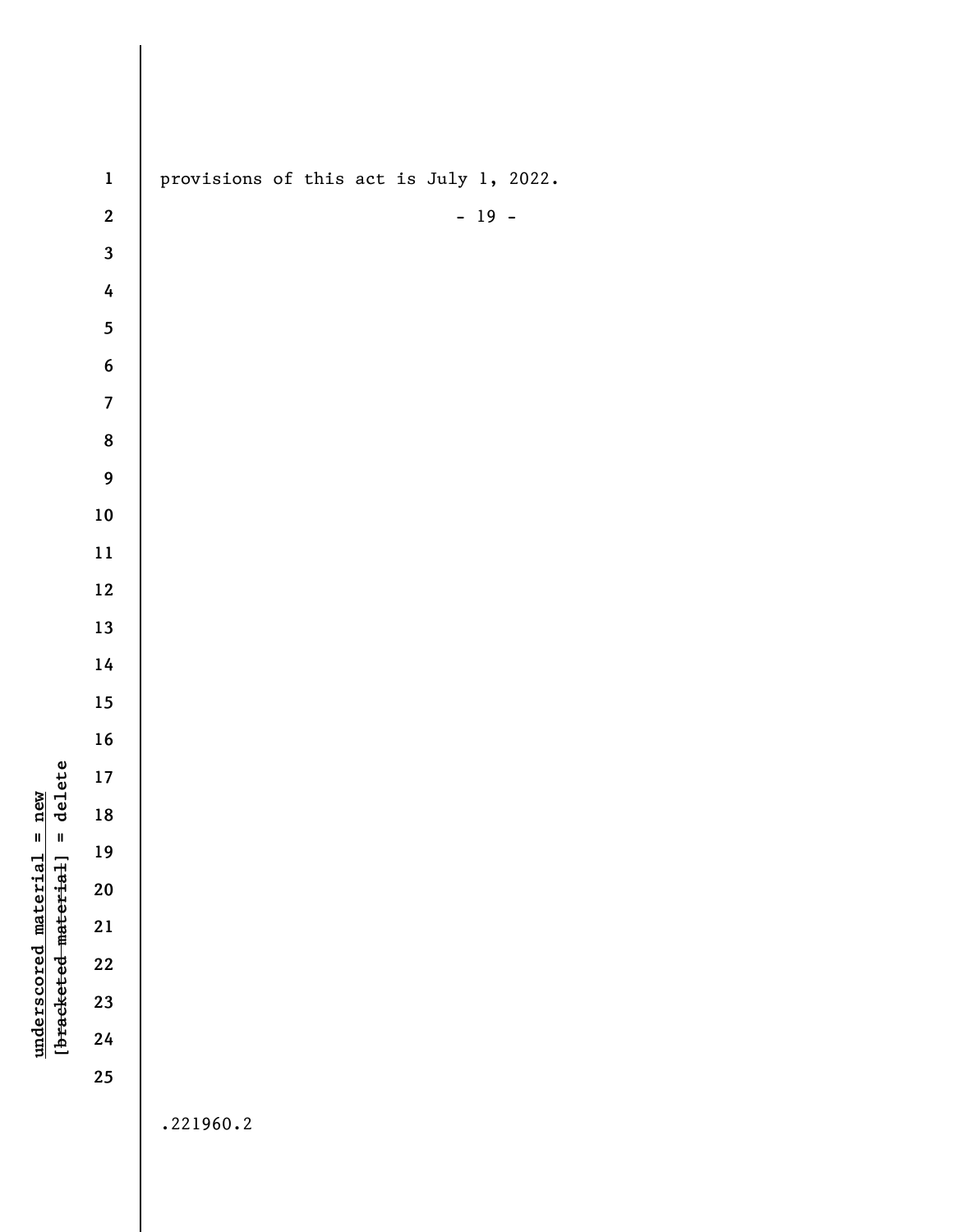provisions of this act is July 1, 2022.

.221960.2